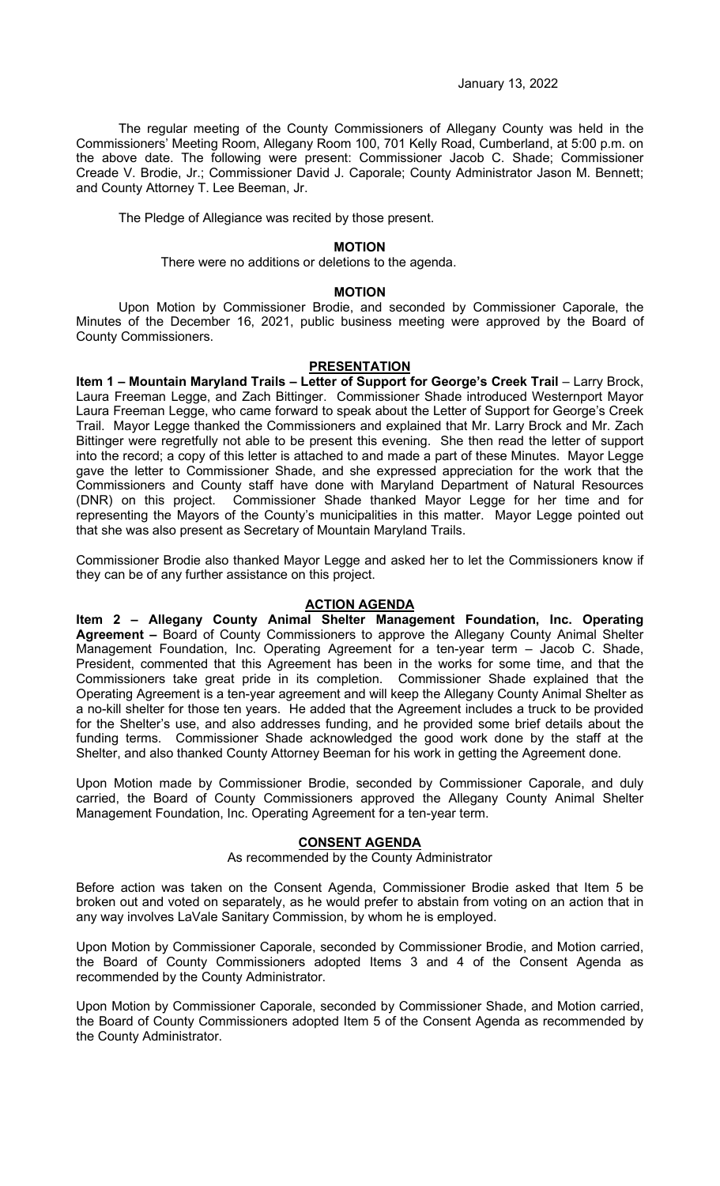January 13, 2022

The regular meeting of the County Commissioners of Allegany County was held in the Commissioners' Meeting Room, Allegany Room 100, 701 Kelly Road, Cumberland, at 5:00 p.m. on the above date. The following were present: Commissioner Jacob C. Shade; Commissioner Creade V. Brodie, Jr.; Commissioner David J. Caporale; County Administrator Jason M. Bennett; and County Attorney T. Lee Beeman, Jr.

The Pledge of Allegiance was recited by those present.

**MOTION**

There were no additions or deletions to the agenda.

**MOTION**

Upon Motion by Commissioner Brodie, and seconded by Commissioner Caporale, the Minutes of the December 16, 2021, public business meeting were approved by the Board of County Commissioners.

**PRESENTATION**

**Item 1 – Mountain Maryland Trails – Letter of Support for George's Creek Trail** – Larry Brock, Laura Freeman Legge, and Zach Bittinger. Commissioner Shade introduced Westernport Mayor Laura Freeman Legge, who came forward to speak about the Letter of Support for George's Creek Trail. Mayor Legge thanked the Commissioners and explained that Mr. Larry Brock and Mr. Zach Bittinger were regretfully not able to be present this evening. She then read the letter of support into the record; a copy of this letter is attached to and made a part of these Minutes. Mayor Legge gave the letter to Commissioner Shade, and she expressed appreciation for the work that the Commissioners and County staff have done with Maryland Department of Natural Resources (DNR) on this project. Commissioner Shade thanked Mayor Legge for her time and for representing the Mayors of the County's municipalities in this matter. Mayor Legge pointed out that she was also present as Secretary of Mountain Maryland Trails.

Commissioner Brodie also thanked Mayor Legge and asked her to let the Commissioners know if they can be of any further assistance on this project.

**ACTION AGENDA**

**Item 2 – Allegany County Animal Shelter Management Foundation, Inc. Operating Agreement –** Board of County Commissioners to approve the Allegany County Animal Shelter Management Foundation, Inc. Operating Agreement for a ten-year term – Jacob C. Shade, President, commented that this Agreement has been in the works for some time, and that the Commissioners take great pride in its completion. Commissioner Shade explained that the Operating Agreement is a ten-year agreement and will keep the Allegany County Animal Shelter as a no-kill shelter for those ten years. He added that the Agreement includes a truck to be provided for the Shelter's use, and also addresses funding, and he provided some brief details about the funding terms. Commissioner Shade acknowledged the good work done by the staff at the Shelter, and also thanked County Attorney Beeman for his work in getting the Agreement done.

Upon Motion made by Commissioner Brodie, seconded by Commissioner Caporale, and duly carried, the Board of County Commissioners approved the Allegany County Animal Shelter Management Foundation, Inc. Operating Agreement for a ten-year term.

**CONSENT AGENDA**

As recommended by the County Administrator

Before action was taken on the Consent Agenda, Commissioner Brodie asked that Item 5 be broken out and voted on separately, as he would prefer to abstain from voting on an action that in any way involves LaVale Sanitary Commission, by whom he is employed.

Upon Motion by Commissioner Caporale, seconded by Commissioner Brodie, and Motion carried, the Board of County Commissioners adopted Items 3 and 4 of the Consent Agenda as recommended by the County Administrator.

Upon Motion by Commissioner Caporale, seconded by Commissioner Shade, and Motion carried, the Board of County Commissioners adopted Item 5 of the Consent Agenda as recommended by the County Administrator.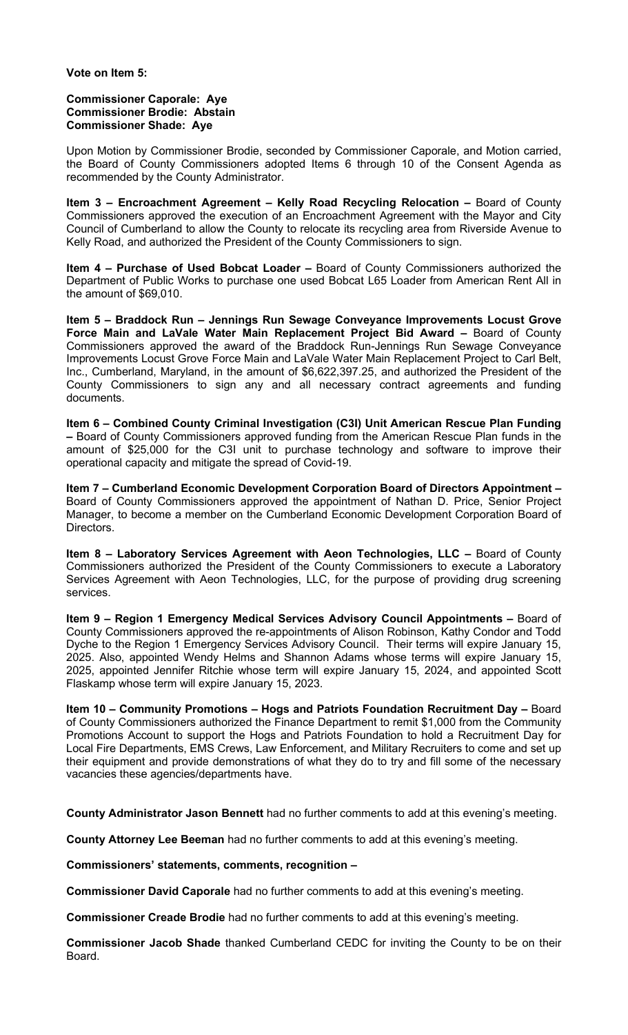**Vote on Item 5:**

**Commissioner Caporale: Aye**
**Commissioner Brodie: Abstain**
**Commissioner Shade: Aye**

Upon Motion by Commissioner Brodie, seconded by Commissioner Caporale, and Motion carried, the Board of County Commissioners adopted Items 6 through 10 of the Consent Agenda as recommended by the County Administrator.

**Item 3 – Encroachment Agreement – Kelly Road Recycling Relocation –** Board of County Commissioners approved the execution of an Encroachment Agreement with the Mayor and City Council of Cumberland to allow the County to relocate its recycling area from Riverside Avenue to Kelly Road, and authorized the President of the County Commissioners to sign.

**Item 4 – Purchase of Used Bobcat Loader –** Board of County Commissioners authorized the Department of Public Works to purchase one used Bobcat L65 Loader from American Rent All in the amount of $69,010.

**Item 5 – Braddock Run – Jennings Run Sewage Conveyance Improvements Locust Grove Force Main and LaVale Water Main Replacement Project Bid Award –** Board of County Commissioners approved the award of the Braddock Run-Jennings Run Sewage Conveyance Improvements Locust Grove Force Main and LaVale Water Main Replacement Project to Carl Belt, Inc., Cumberland, Maryland, in the amount of $6,622,397.25, and authorized the President of the County Commissioners to sign any and all necessary contract agreements and funding documents.

**Item 6 – Combined County Criminal Investigation (C3I) Unit American Rescue Plan Funding –** Board of County Commissioners approved funding from the American Rescue Plan funds in the amount of $25,000 for the C3I unit to purchase technology and software to improve their operational capacity and mitigate the spread of Covid-19.

**Item 7 – Cumberland Economic Development Corporation Board of Directors Appointment –** Board of County Commissioners approved the appointment of Nathan D. Price, Senior Project Manager, to become a member on the Cumberland Economic Development Corporation Board of Directors.

**Item 8 – Laboratory Services Agreement with Aeon Technologies, LLC –** Board of County Commissioners authorized the President of the County Commissioners to execute a Laboratory Services Agreement with Aeon Technologies, LLC, for the purpose of providing drug screening services.

**Item 9 – Region 1 Emergency Medical Services Advisory Council Appointments –** Board of County Commissioners approved the re-appointments of Alison Robinson, Kathy Condor and Todd Dyche to the Region 1 Emergency Services Advisory Council. Their terms will expire January 15, 2025. Also, appointed Wendy Helms and Shannon Adams whose terms will expire January 15, 2025, appointed Jennifer Ritchie whose term will expire January 15, 2024, and appointed Scott Flaskamp whose term will expire January 15, 2023.

**Item 10 – Community Promotions – Hogs and Patriots Foundation Recruitment Day –** Board of County Commissioners authorized the Finance Department to remit $1,000 from the Community Promotions Account to support the Hogs and Patriots Foundation to hold a Recruitment Day for Local Fire Departments, EMS Crews, Law Enforcement, and Military Recruiters to come and set up their equipment and provide demonstrations of what they do to try and fill some of the necessary vacancies these agencies/departments have.

**County Administrator Jason Bennett** had no further comments to add at this evening's meeting.

**County Attorney Lee Beeman** had no further comments to add at this evening's meeting.

**Commissioners' statements, comments, recognition –**

**Commissioner David Caporale** had no further comments to add at this evening's meeting.

**Commissioner Creade Brodie** had no further comments to add at this evening's meeting.

**Commissioner Jacob Shade** thanked Cumberland CEDC for inviting the County to be on their Board.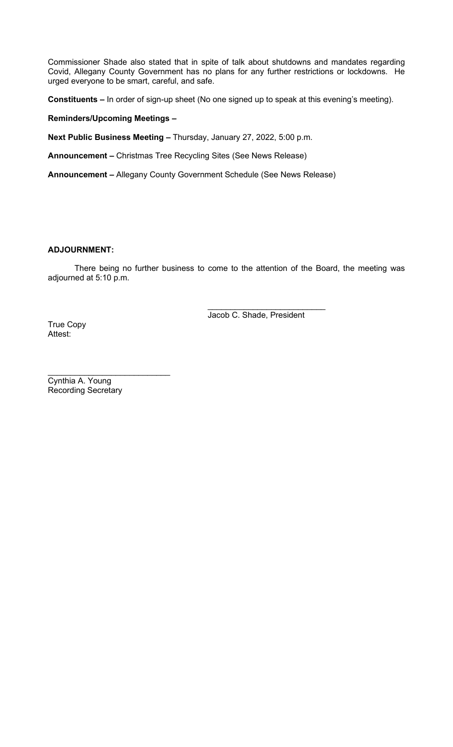Commissioner Shade also stated that in spite of talk about shutdowns and mandates regarding Covid, Allegany County Government has no plans for any further restrictions or lockdowns. He urged everyone to be smart, careful, and safe.

**Constituents –** In order of sign-up sheet (No one signed up to speak at this evening's meeting).

**Reminders/Upcoming Meetings –**

**Next Public Business Meeting –** Thursday, January 27, 2022, 5:00 p.m.

**Announcement –** Christmas Tree Recycling Sites (See News Release)

**Announcement –** Allegany County Government Schedule (See News Release)

**ADJOURNMENT:**

There being no further business to come to the attention of the Board, the meeting was adjourned at 5:10 p.m.

\_\_\_\_\_\_\_\_\_\_\_\_\_\_\_\_\_\_\_\_\_\_\_\_\_\_
Jacob C. Shade, President

True Copy
Attest:

\_\_\_\_\_\_\_\_\_\_\_\_\_\_\_\_\_\_\_\_\_\_\_\_\_\_\_
Cynthia A. Young
Recording Secretary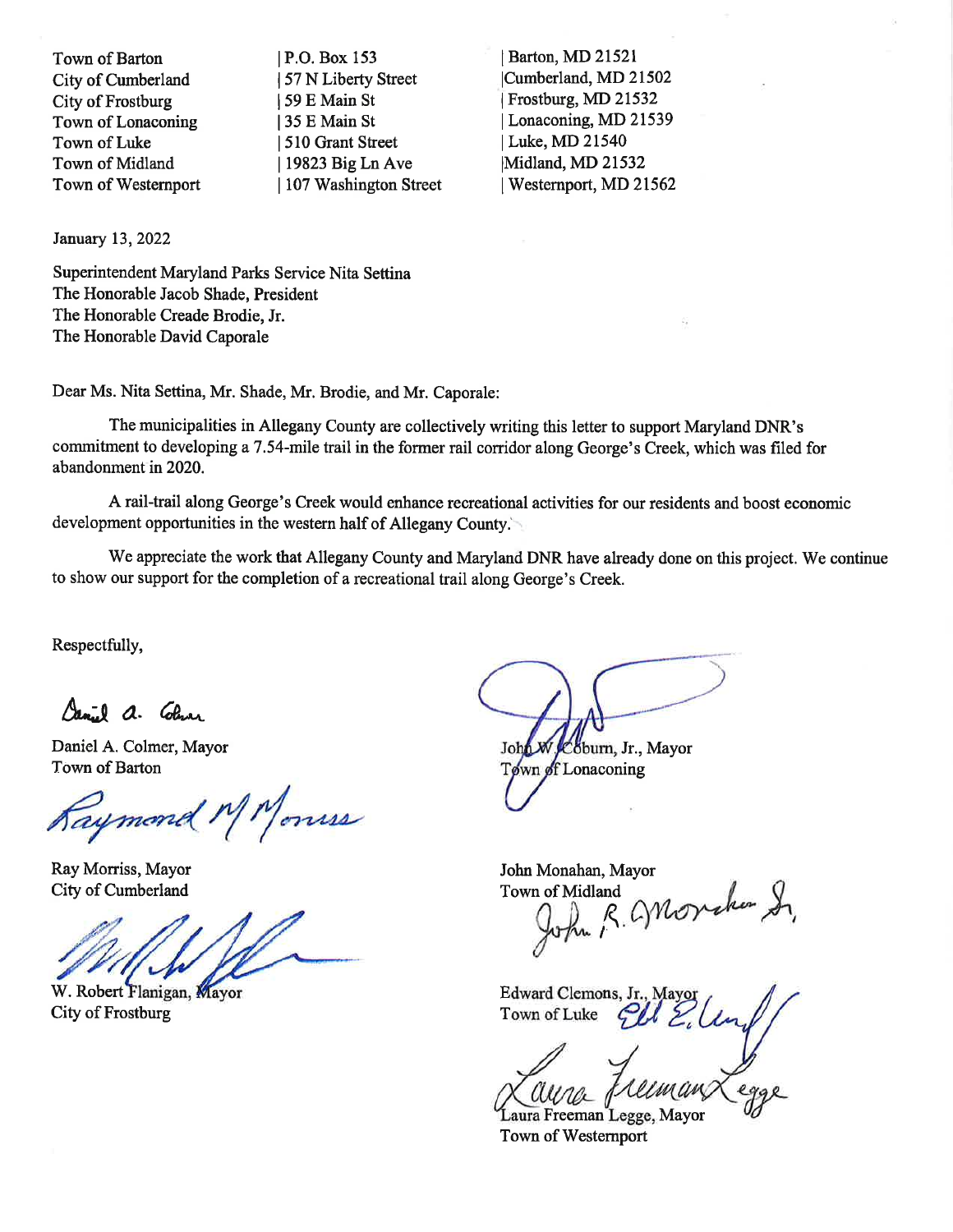| | | |
|---|---|---|
| Town of Barton | P.O. Box 153 | Barton, MD 21521 |
| City of Cumberland | 57 N Liberty Street | Cumberland, MD 21502 |
| City of Frostburg | 59 E Main St | Frostburg, MD 21532 |
| Town of Lonaconing | 35 E Main St | Lonaconing, MD 21539 |
| Town of Luke | 510 Grant Street | Luke, MD 21540 |
| Town of Midland | 19823 Big Ln Ave | Midland, MD 21532 |
| Town of Westernport | 107 Washington Street | Westernport, MD 21562 |

January 13, 2022

Superintendent Maryland Parks Service Nita Settina
The Honorable Jacob Shade, President
The Honorable Creade Brodie, Jr.
The Honorable David Caporale

Dear Ms. Nita Settina, Mr. Shade, Mr. Brodie, and Mr. Caporale:

The municipalities in Allegany County are collectively writing this letter to support Maryland DNR's commitment to developing a 7.54-mile trail in the former rail corridor along George's Creek, which was filed for abandonment in 2020.

A rail-trail along George's Creek would enhance recreational activities for our residents and boost economic development opportunities in the western half of Allegany County.

We appreciate the work that Allegany County and Maryland DNR have already done on this project. We continue to show our support for the completion of a recreational trail along George's Creek.

Respectfully,

Daniel A. Colmer, Mayor
Town of Barton

Ray Morriss, Mayor
City of Cumberland

W. Robert Flanigan, Mayor
City of Frostburg

John W. Coburn, Jr., Mayor
Town of Lonaconing

John Monahan, Mayor
Town of Midland

Edward Clemons, Jr., Mayor
Town of Luke

Laura Freeman Legge, Mayor
Town of Westernport